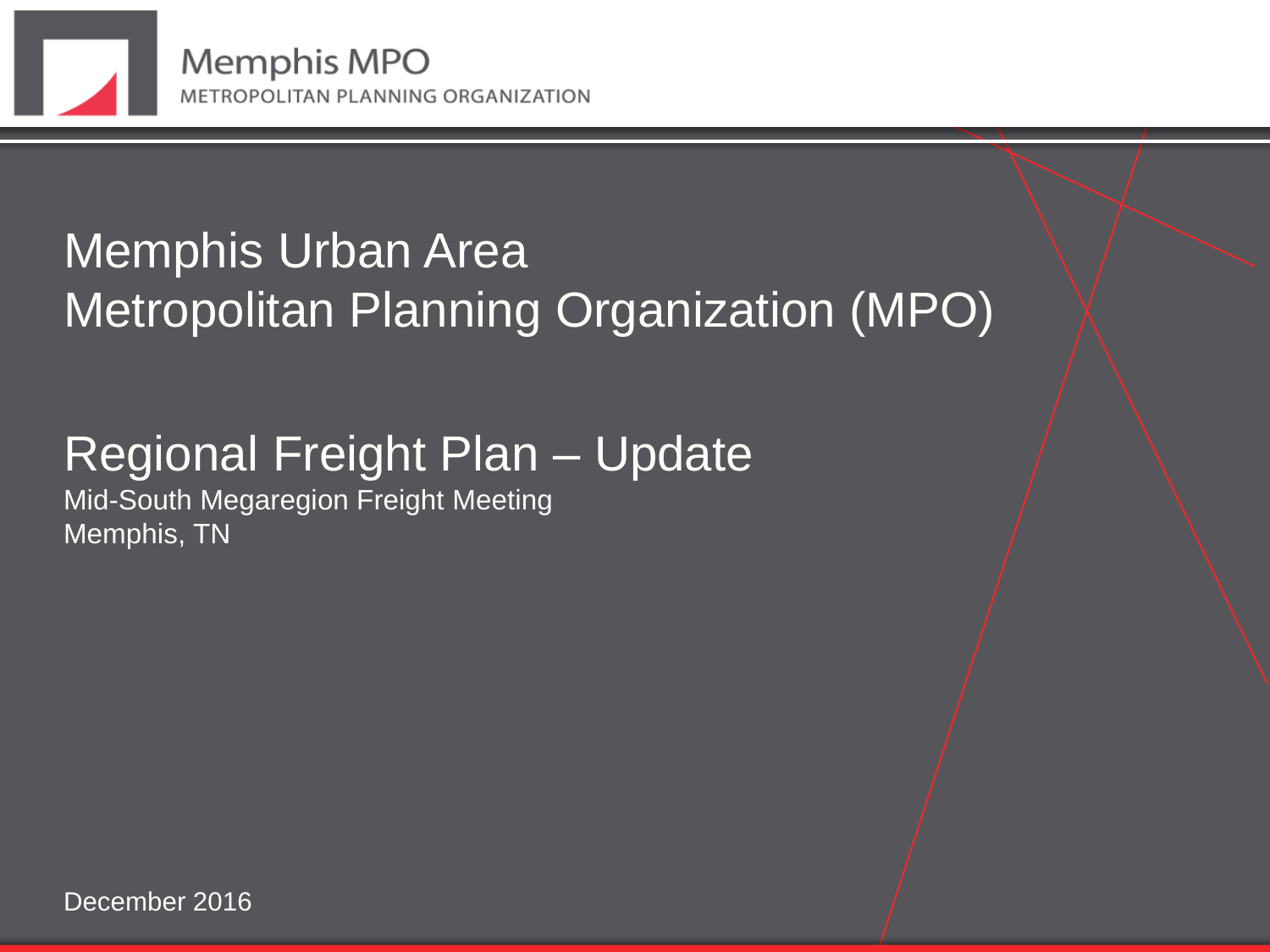Memphis MPO

METROPOLITAN PLANNING ORGANIZATION

# Memphis Urban Area
# Metropolitan Planning Organization (MPO)

## Regional Freight Plan – Update

Mid-South Megaregion Freight Meeting

Memphis, TN

December 2016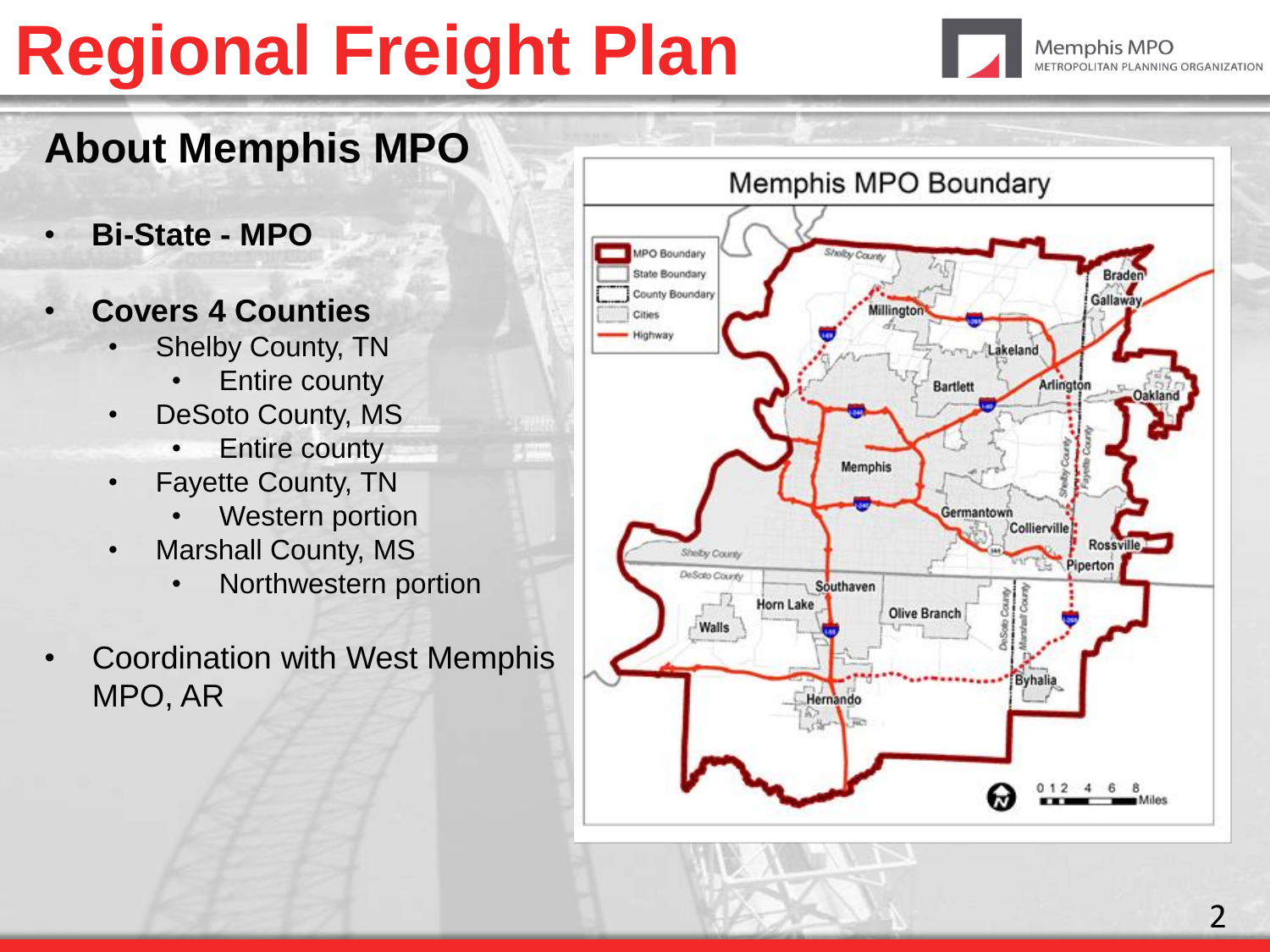# Regional Freight Plan

## About Memphis MPO

- **Bi-State - MPO**
- **Covers 4 Counties**
  - Shelby County, TN
    - Entire county
  - DeSoto County, MS
    - Entire county
  - Fayette County, TN
    - Western portion
  - Marshall County, MS
    - Northwestern portion
- Coordination with West Memphis MPO, AR

Memphis MPO Boundary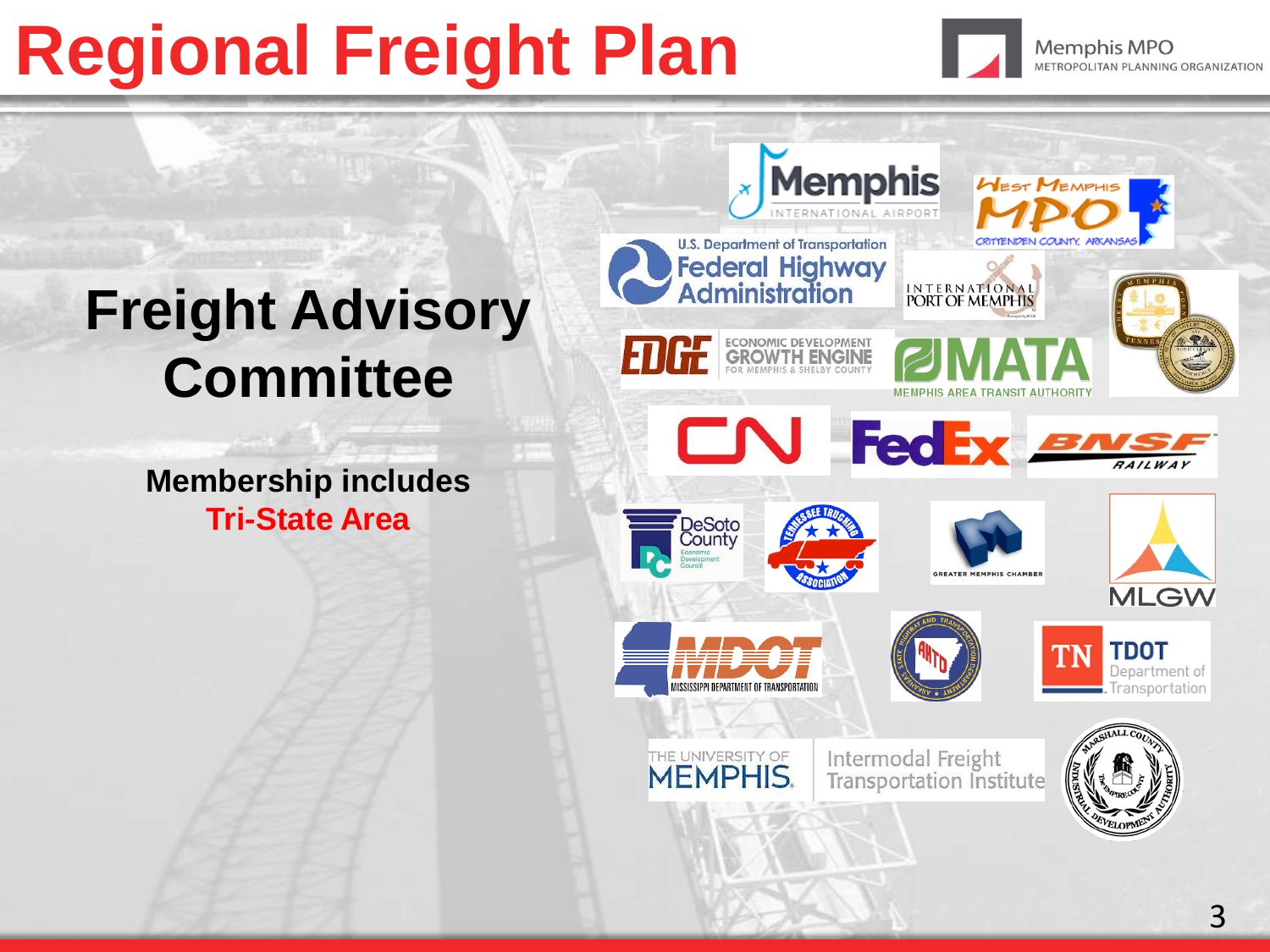# Regional Freight Plan

## Freight Advisory Committee

**Membership includes**
**Tri-State Area**

Memphis International Airport

West Memphis MPO – Crittenden County, Arkansas

U.S. Department of Transportation Federal Highway Administration

International Port of Memphis

EDGE – Economic Development Growth Engine for Memphis & Shelby County

MATA – Memphis Area Transit Authority

CN

FedEx

BNSF Railway

DeSoto County Economic Development Council

Tennessee Trucking Association

Greater Memphis Chamber

MLGW

MDOT – Mississippi Department of Transportation

AHTD – Arkansas State Highway and Transportation Department

TN TDOT – Department of Transportation

The University of Memphis – Intermodal Freight Transportation Institute

Marshall County Industrial Development Authority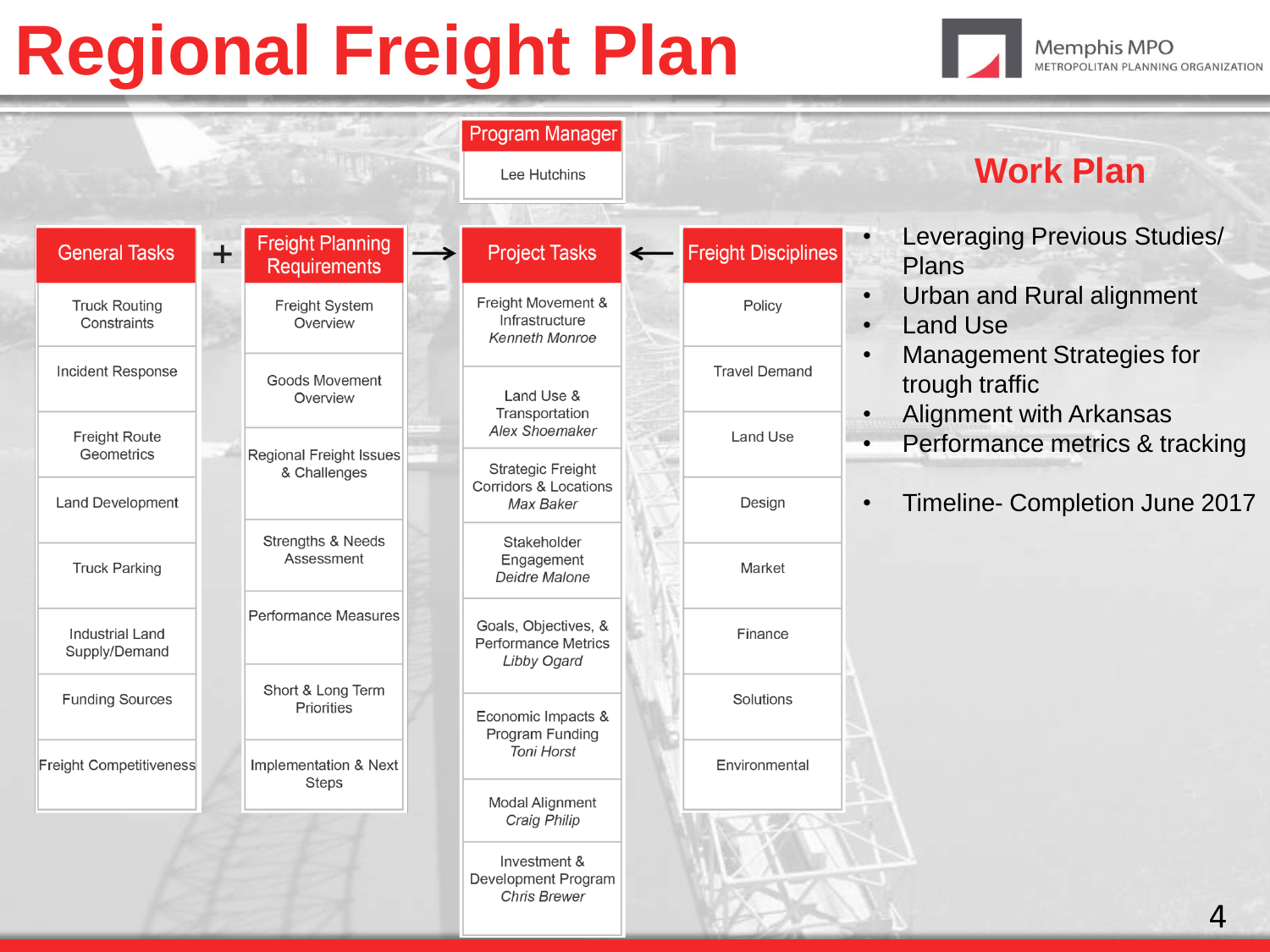# Regional Freight Plan

Memphis MPO
METROPOLITAN PLANNING ORGANIZATION

**Program Manager**

Lee Hutchins

| General Tasks | + | Freight Planning Requirements | → | Project Tasks | ← | Freight Disciplines |
|---|---|---|---|---|---|---|
| Truck Routing Constraints | | Freight System Overview | | Freight Movement & Infrastructure *Kenneth Monroe* | | Policy |
| Incident Response | | Goods Movement Overview | | Land Use & Transportation *Alex Shoemaker* | | Travel Demand |
| Freight Route Geometrics | | Regional Freight Issues & Challenges | | Strategic Freight Corridors & Locations *Max Baker* | | Land Use |
| Land Development | | Strengths & Needs Assessment | | Stakeholder Engagement *Deidre Malone* | | Design |
| Truck Parking | | Performance Measures | | Goals, Objectives, & Performance Metrics *Libby Ogard* | | Market |
| Industrial Land Supply/Demand | | Short & Long Term Priorities | | Economic Impacts & Program Funding *Toni Horst* | | Finance |
| Funding Sources | | Implementation & Next Steps | | Modal Alignment *Craig Philip* | | Solutions |
| Freight Competitiveness | | | | Investment & Development Program *Chris Brewer* | | Environmental |

## Work Plan

- Leveraging Previous Studies/ Plans
- Urban and Rural alignment
- Land Use
- Management Strategies for trough traffic
- Alignment with Arkansas
- Performance metrics & tracking
- Timeline- Completion June 2017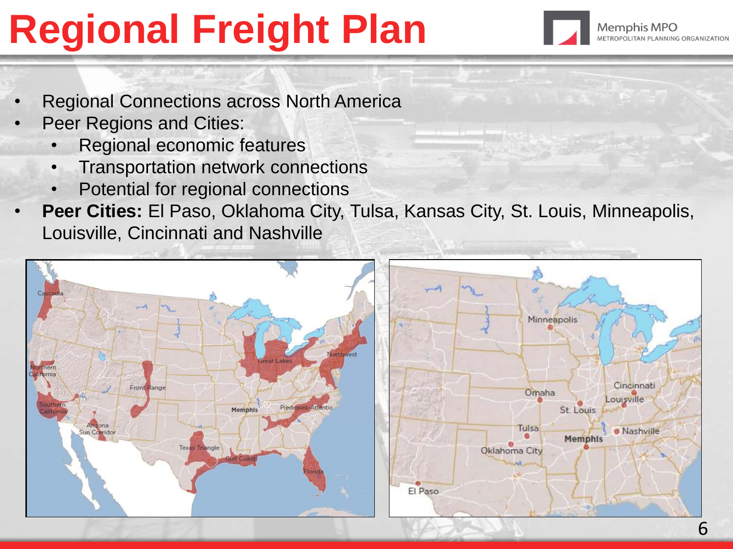# Regional Freight Plan

- Regional Connections across North America
- Peer Regions and Cities:
  - Regional economic features
  - Transportation network connections
  - Potential for regional connections
- **Peer Cities:** El Paso, Oklahoma City, Tulsa, Kansas City, St. Louis, Minneapolis, Louisville, Cincinnati and Nashville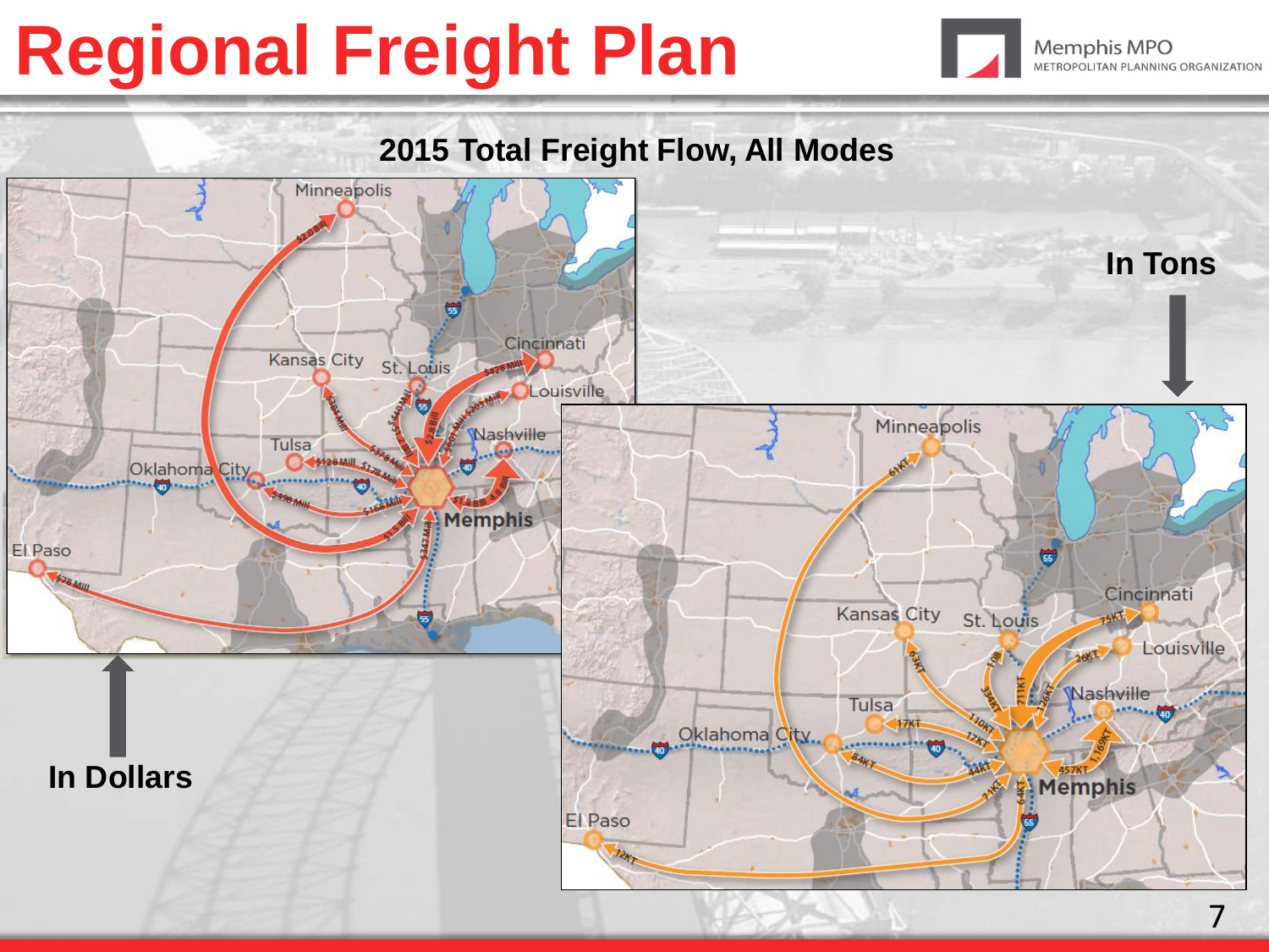# Regional Freight Plan

## 2015 Total Freight Flow, All Modes

**In Dollars**

**In Tons**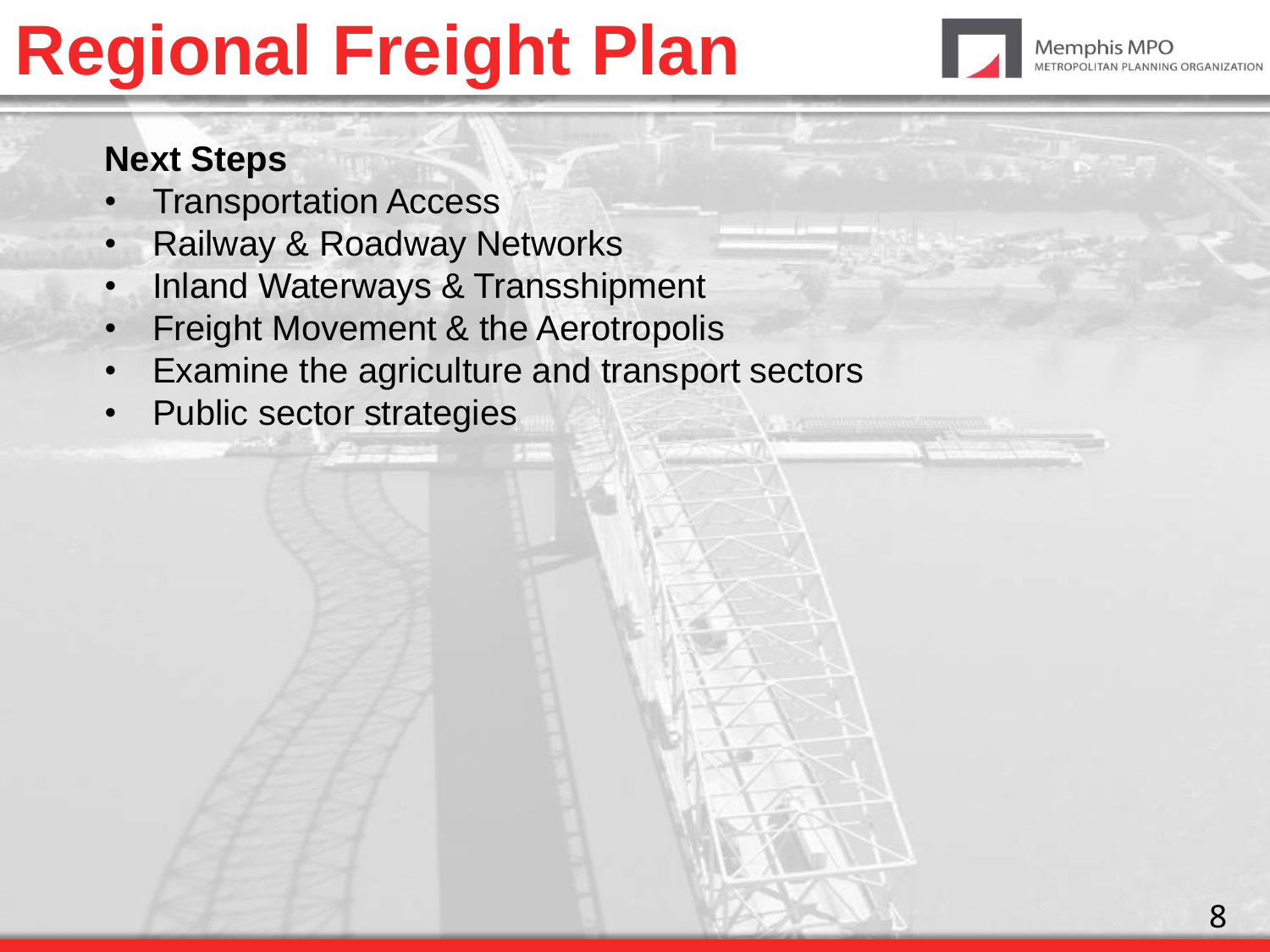# Regional Freight Plan

Memphis MPO
METROPOLITAN PLANNING ORGANIZATION

**Next Steps**

- Transportation Access
- Railway & Roadway Networks
- Inland Waterways & Transshipment
- Freight Movement & the Aerotropolis
- Examine the agriculture and transport sectors
- Public sector strategies